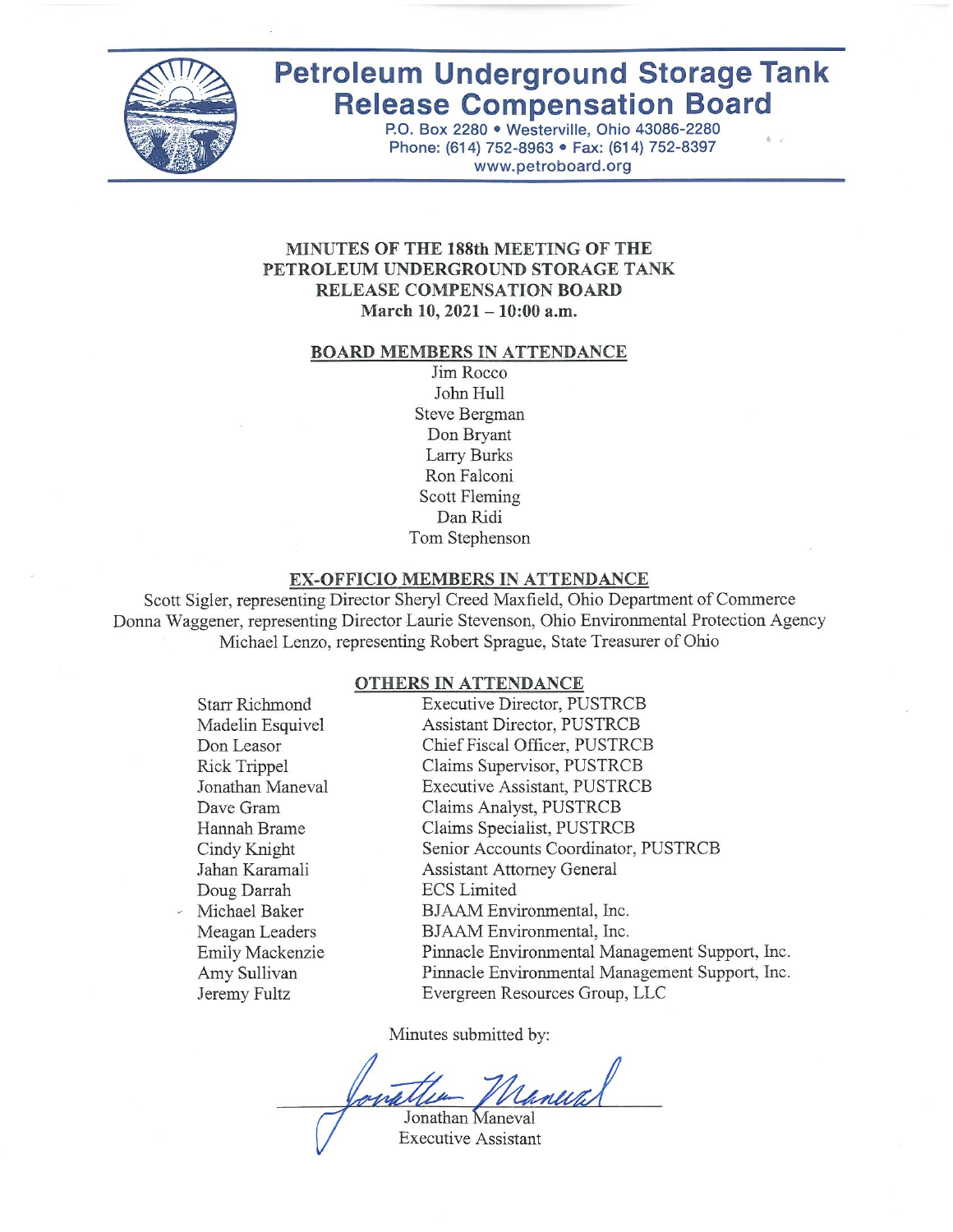# Petroleum Underground Storage Tank Release Compensation Board

P.O. Box 2280 • Westerville, Ohio 43086-2280
Phone: (614) 752-8963 • Fax: (614) 752-8397
www.petroboard.org

## MINUTES OF THE 188th MEETING OF THE PETROLEUM UNDERGROUND STORAGE TANK RELEASE COMPENSATION BOARD
**March 10, 2021 – 10:00 a.m.**

### BOARD MEMBERS IN ATTENDANCE

Jim Rocco
John Hull
Steve Bergman
Don Bryant
Larry Burks
Ron Falconi
Scott Fleming
Dan Ridi
Tom Stephenson

### EX-OFFICIO MEMBERS IN ATTENDANCE

Scott Sigler, representing Director Sheryl Creed Maxfield, Ohio Department of Commerce
Donna Waggener, representing Director Laurie Stevenson, Ohio Environmental Protection Agency
Michael Lenzo, representing Robert Sprague, State Treasurer of Ohio

### OTHERS IN ATTENDANCE

| Name | Title/Affiliation |
|---|---|
| Starr Richmond | Executive Director, PUSTRCB |
| Madelin Esquivel | Assistant Director, PUSTRCB |
| Don Leasor | Chief Fiscal Officer, PUSTRCB |
| Rick Trippel | Claims Supervisor, PUSTRCB |
| Jonathan Maneval | Executive Assistant, PUSTRCB |
| Dave Gram | Claims Analyst, PUSTRCB |
| Hannah Brame | Claims Specialist, PUSTRCB |
| Cindy Knight | Senior Accounts Coordinator, PUSTRCB |
| Jahan Karamali | Assistant Attorney General |
| Doug Darrah | ECS Limited |
| Michael Baker | BJAAM Environmental, Inc. |
| Meagan Leaders | BJAAM Environmental, Inc. |
| Emily Mackenzie | Pinnacle Environmental Management Support, Inc. |
| Amy Sullivan | Pinnacle Environmental Management Support, Inc. |
| Jeremy Fultz | Evergreen Resources Group, LLC |

Minutes submitted by:

Jonathan Maneval
Executive Assistant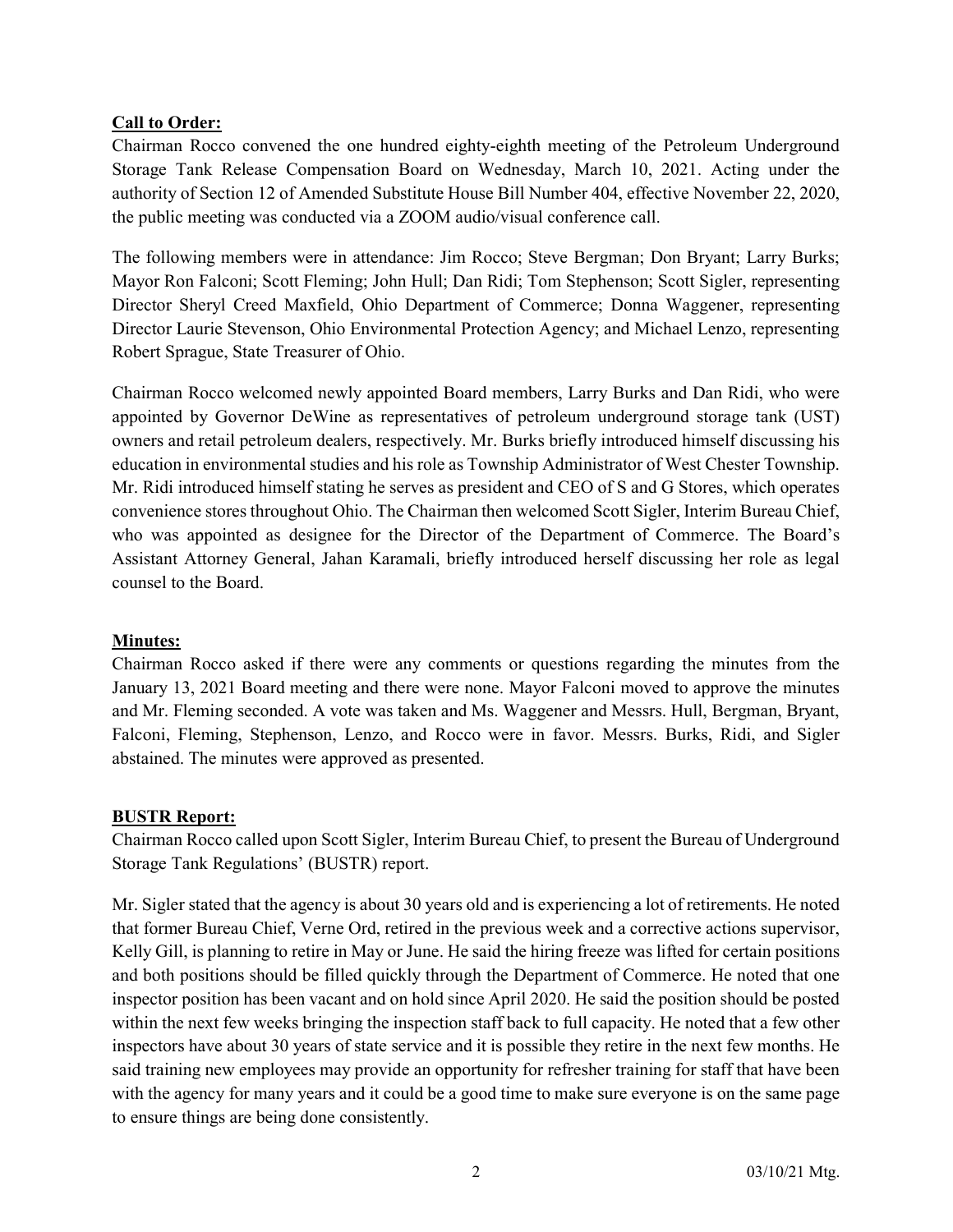**Call to Order:**

Chairman Rocco convened the one hundred eighty-eighth meeting of the Petroleum Underground Storage Tank Release Compensation Board on Wednesday, March 10, 2021. Acting under the authority of Section 12 of Amended Substitute House Bill Number 404, effective November 22, 2020, the public meeting was conducted via a ZOOM audio/visual conference call.

The following members were in attendance: Jim Rocco; Steve Bergman; Don Bryant; Larry Burks; Mayor Ron Falconi; Scott Fleming; John Hull; Dan Ridi; Tom Stephenson; Scott Sigler, representing Director Sheryl Creed Maxfield, Ohio Department of Commerce; Donna Waggener, representing Director Laurie Stevenson, Ohio Environmental Protection Agency; and Michael Lenzo, representing Robert Sprague, State Treasurer of Ohio.

Chairman Rocco welcomed newly appointed Board members, Larry Burks and Dan Ridi, who were appointed by Governor DeWine as representatives of petroleum underground storage tank (UST) owners and retail petroleum dealers, respectively. Mr. Burks briefly introduced himself discussing his education in environmental studies and his role as Township Administrator of West Chester Township. Mr. Ridi introduced himself stating he serves as president and CEO of S and G Stores, which operates convenience stores throughout Ohio. The Chairman then welcomed Scott Sigler, Interim Bureau Chief, who was appointed as designee for the Director of the Department of Commerce. The Board's Assistant Attorney General, Jahan Karamali, briefly introduced herself discussing her role as legal counsel to the Board.

**Minutes:**

Chairman Rocco asked if there were any comments or questions regarding the minutes from the January 13, 2021 Board meeting and there were none. Mayor Falconi moved to approve the minutes and Mr. Fleming seconded. A vote was taken and Ms. Waggener and Messrs. Hull, Bergman, Bryant, Falconi, Fleming, Stephenson, Lenzo, and Rocco were in favor. Messrs. Burks, Ridi, and Sigler abstained. The minutes were approved as presented.

**BUSTR Report:**

Chairman Rocco called upon Scott Sigler, Interim Bureau Chief, to present the Bureau of Underground Storage Tank Regulations' (BUSTR) report.

Mr. Sigler stated that the agency is about 30 years old and is experiencing a lot of retirements. He noted that former Bureau Chief, Verne Ord, retired in the previous week and a corrective actions supervisor, Kelly Gill, is planning to retire in May or June. He said the hiring freeze was lifted for certain positions and both positions should be filled quickly through the Department of Commerce. He noted that one inspector position has been vacant and on hold since April 2020. He said the position should be posted within the next few weeks bringing the inspection staff back to full capacity. He noted that a few other inspectors have about 30 years of state service and it is possible they retire in the next few months. He said training new employees may provide an opportunity for refresher training for staff that have been with the agency for many years and it could be a good time to make sure everyone is on the same page to ensure things are being done consistently.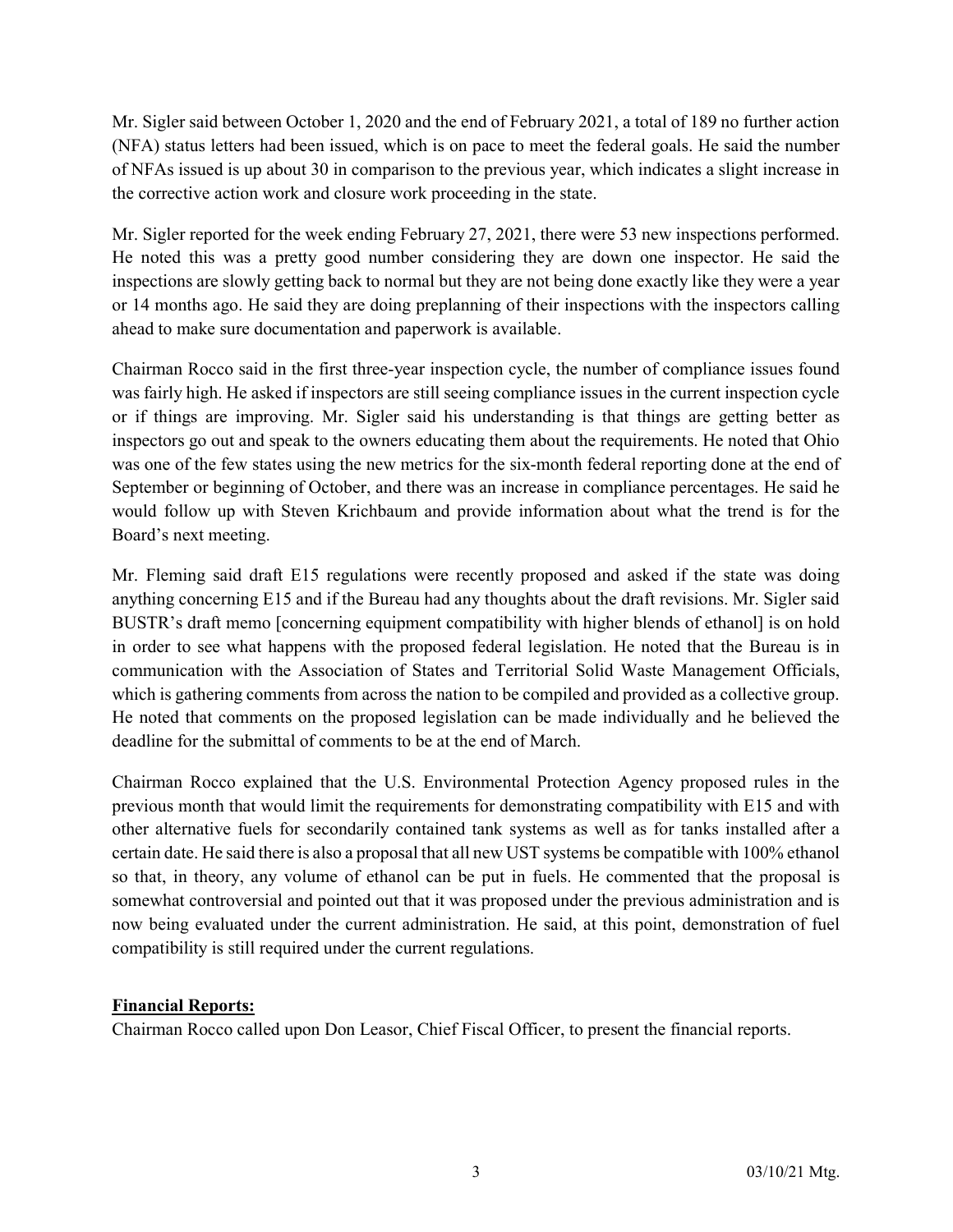Mr. Sigler said between October 1, 2020 and the end of February 2021, a total of 189 no further action (NFA) status letters had been issued, which is on pace to meet the federal goals. He said the number of NFAs issued is up about 30 in comparison to the previous year, which indicates a slight increase in the corrective action work and closure work proceeding in the state.

Mr. Sigler reported for the week ending February 27, 2021, there were 53 new inspections performed. He noted this was a pretty good number considering they are down one inspector. He said the inspections are slowly getting back to normal but they are not being done exactly like they were a year or 14 months ago. He said they are doing preplanning of their inspections with the inspectors calling ahead to make sure documentation and paperwork is available.

Chairman Rocco said in the first three-year inspection cycle, the number of compliance issues found was fairly high. He asked if inspectors are still seeing compliance issues in the current inspection cycle or if things are improving. Mr. Sigler said his understanding is that things are getting better as inspectors go out and speak to the owners educating them about the requirements. He noted that Ohio was one of the few states using the new metrics for the six-month federal reporting done at the end of September or beginning of October, and there was an increase in compliance percentages. He said he would follow up with Steven Krichbaum and provide information about what the trend is for the Board's next meeting.

Mr. Fleming said draft E15 regulations were recently proposed and asked if the state was doing anything concerning E15 and if the Bureau had any thoughts about the draft revisions. Mr. Sigler said BUSTR's draft memo [concerning equipment compatibility with higher blends of ethanol] is on hold in order to see what happens with the proposed federal legislation. He noted that the Bureau is in communication with the Association of States and Territorial Solid Waste Management Officials, which is gathering comments from across the nation to be compiled and provided as a collective group. He noted that comments on the proposed legislation can be made individually and he believed the deadline for the submittal of comments to be at the end of March.

Chairman Rocco explained that the U.S. Environmental Protection Agency proposed rules in the previous month that would limit the requirements for demonstrating compatibility with E15 and with other alternative fuels for secondarily contained tank systems as well as for tanks installed after a certain date. He said there is also a proposal that all new UST systems be compatible with 100% ethanol so that, in theory, any volume of ethanol can be put in fuels. He commented that the proposal is somewhat controversial and pointed out that it was proposed under the previous administration and is now being evaluated under the current administration. He said, at this point, demonstration of fuel compatibility is still required under the current regulations.

**Financial Reports:**

Chairman Rocco called upon Don Leasor, Chief Fiscal Officer, to present the financial reports.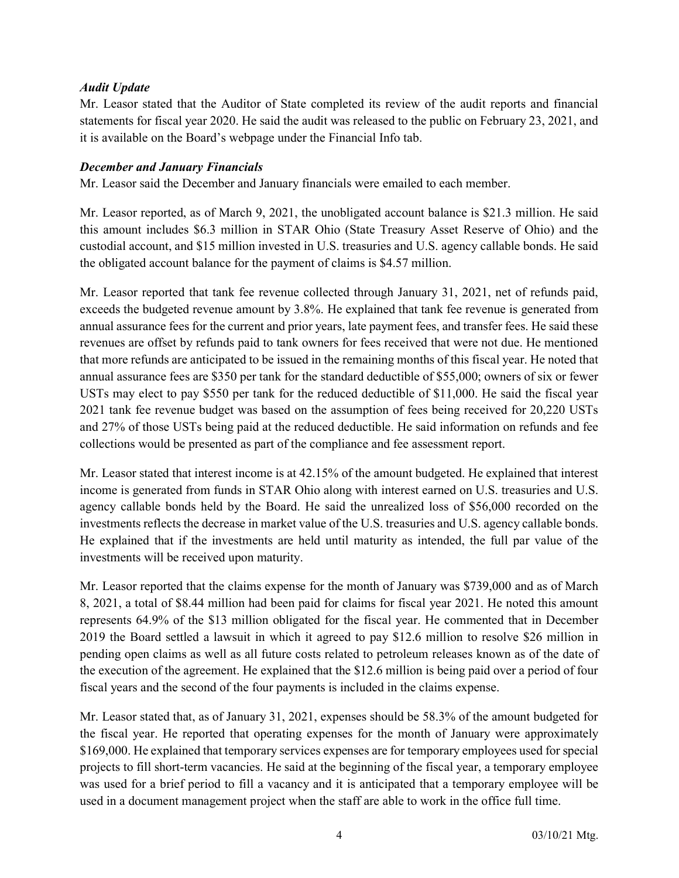***Audit Update***

Mr. Leasor stated that the Auditor of State completed its review of the audit reports and financial statements for fiscal year 2020. He said the audit was released to the public on February 23, 2021, and it is available on the Board's webpage under the Financial Info tab.

***December and January Financials***

Mr. Leasor said the December and January financials were emailed to each member.

Mr. Leasor reported, as of March 9, 2021, the unobligated account balance is $21.3 million. He said this amount includes $6.3 million in STAR Ohio (State Treasury Asset Reserve of Ohio) and the custodial account, and $15 million invested in U.S. treasuries and U.S. agency callable bonds. He said the obligated account balance for the payment of claims is $4.57 million.

Mr. Leasor reported that tank fee revenue collected through January 31, 2021, net of refunds paid, exceeds the budgeted revenue amount by 3.8%. He explained that tank fee revenue is generated from annual assurance fees for the current and prior years, late payment fees, and transfer fees. He said these revenues are offset by refunds paid to tank owners for fees received that were not due. He mentioned that more refunds are anticipated to be issued in the remaining months of this fiscal year. He noted that annual assurance fees are $350 per tank for the standard deductible of $55,000; owners of six or fewer USTs may elect to pay $550 per tank for the reduced deductible of $11,000. He said the fiscal year 2021 tank fee revenue budget was based on the assumption of fees being received for 20,220 USTs and 27% of those USTs being paid at the reduced deductible. He said information on refunds and fee collections would be presented as part of the compliance and fee assessment report.

Mr. Leasor stated that interest income is at 42.15% of the amount budgeted. He explained that interest income is generated from funds in STAR Ohio along with interest earned on U.S. treasuries and U.S. agency callable bonds held by the Board. He said the unrealized loss of $56,000 recorded on the investments reflects the decrease in market value of the U.S. treasuries and U.S. agency callable bonds. He explained that if the investments are held until maturity as intended, the full par value of the investments will be received upon maturity.

Mr. Leasor reported that the claims expense for the month of January was $739,000 and as of March 8, 2021, a total of $8.44 million had been paid for claims for fiscal year 2021. He noted this amount represents 64.9% of the $13 million obligated for the fiscal year. He commented that in December 2019 the Board settled a lawsuit in which it agreed to pay $12.6 million to resolve $26 million in pending open claims as well as all future costs related to petroleum releases known as of the date of the execution of the agreement. He explained that the $12.6 million is being paid over a period of four fiscal years and the second of the four payments is included in the claims expense.

Mr. Leasor stated that, as of January 31, 2021, expenses should be 58.3% of the amount budgeted for the fiscal year. He reported that operating expenses for the month of January were approximately $169,000. He explained that temporary services expenses are for temporary employees used for special projects to fill short-term vacancies. He said at the beginning of the fiscal year, a temporary employee was used for a brief period to fill a vacancy and it is anticipated that a temporary employee will be used in a document management project when the staff are able to work in the office full time.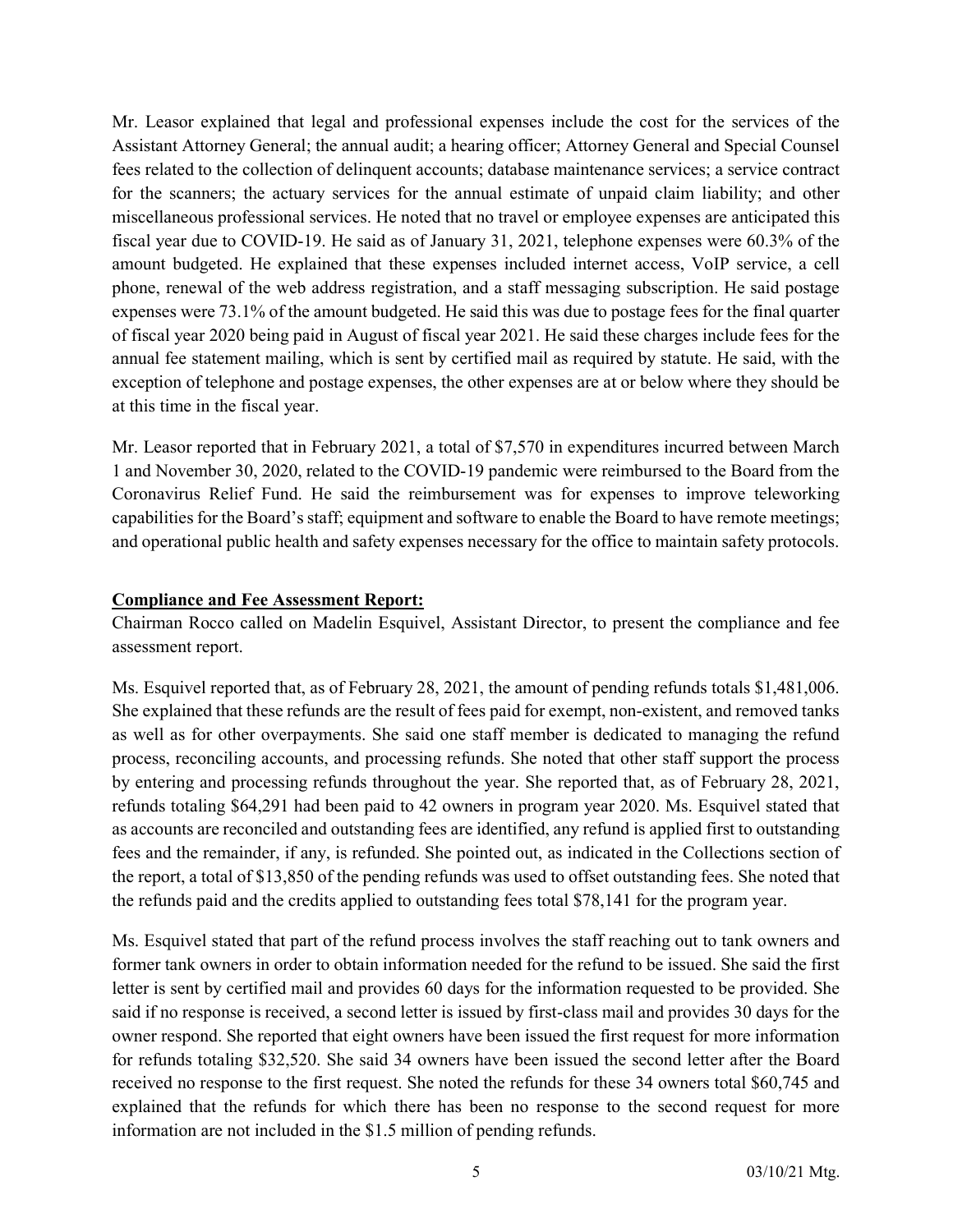Mr. Leasor explained that legal and professional expenses include the cost for the services of the Assistant Attorney General; the annual audit; a hearing officer; Attorney General and Special Counsel fees related to the collection of delinquent accounts; database maintenance services; a service contract for the scanners; the actuary services for the annual estimate of unpaid claim liability; and other miscellaneous professional services. He noted that no travel or employee expenses are anticipated this fiscal year due to COVID-19. He said as of January 31, 2021, telephone expenses were 60.3% of the amount budgeted. He explained that these expenses included internet access, VoIP service, a cell phone, renewal of the web address registration, and a staff messaging subscription. He said postage expenses were 73.1% of the amount budgeted. He said this was due to postage fees for the final quarter of fiscal year 2020 being paid in August of fiscal year 2021. He said these charges include fees for the annual fee statement mailing, which is sent by certified mail as required by statute. He said, with the exception of telephone and postage expenses, the other expenses are at or below where they should be at this time in the fiscal year.

Mr. Leasor reported that in February 2021, a total of $7,570 in expenditures incurred between March 1 and November 30, 2020, related to the COVID-19 pandemic were reimbursed to the Board from the Coronavirus Relief Fund. He said the reimbursement was for expenses to improve teleworking capabilities for the Board's staff; equipment and software to enable the Board to have remote meetings; and operational public health and safety expenses necessary for the office to maintain safety protocols.

**Compliance and Fee Assessment Report:**

Chairman Rocco called on Madelin Esquivel, Assistant Director, to present the compliance and fee assessment report.

Ms. Esquivel reported that, as of February 28, 2021, the amount of pending refunds totals $1,481,006. She explained that these refunds are the result of fees paid for exempt, non-existent, and removed tanks as well as for other overpayments. She said one staff member is dedicated to managing the refund process, reconciling accounts, and processing refunds. She noted that other staff support the process by entering and processing refunds throughout the year. She reported that, as of February 28, 2021, refunds totaling $64,291 had been paid to 42 owners in program year 2020. Ms. Esquivel stated that as accounts are reconciled and outstanding fees are identified, any refund is applied first to outstanding fees and the remainder, if any, is refunded. She pointed out, as indicated in the Collections section of the report, a total of $13,850 of the pending refunds was used to offset outstanding fees. She noted that the refunds paid and the credits applied to outstanding fees total $78,141 for the program year.

Ms. Esquivel stated that part of the refund process involves the staff reaching out to tank owners and former tank owners in order to obtain information needed for the refund to be issued. She said the first letter is sent by certified mail and provides 60 days for the information requested to be provided. She said if no response is received, a second letter is issued by first-class mail and provides 30 days for the owner respond. She reported that eight owners have been issued the first request for more information for refunds totaling $32,520. She said 34 owners have been issued the second letter after the Board received no response to the first request. She noted the refunds for these 34 owners total $60,745 and explained that the refunds for which there has been no response to the second request for more information are not included in the $1.5 million of pending refunds.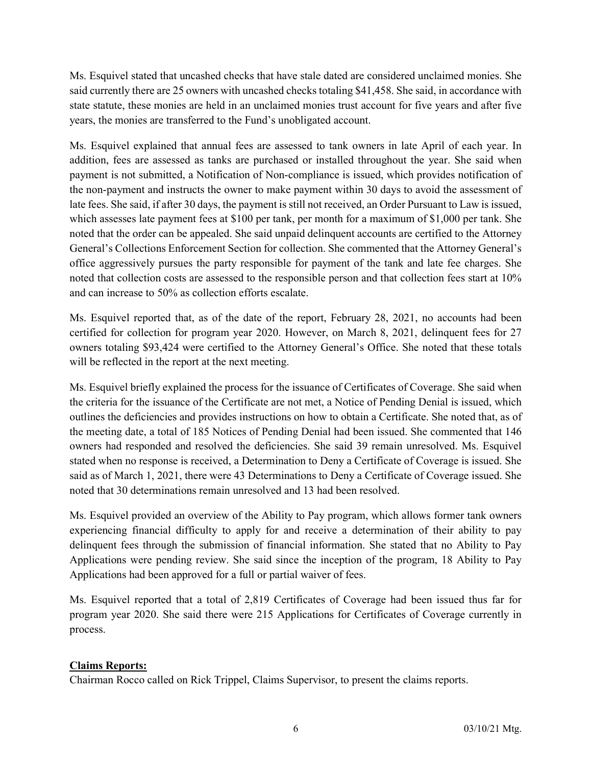Ms. Esquivel stated that uncashed checks that have stale dated are considered unclaimed monies. She said currently there are 25 owners with uncashed checks totaling $41,458. She said, in accordance with state statute, these monies are held in an unclaimed monies trust account for five years and after five years, the monies are transferred to the Fund's unobligated account.

Ms. Esquivel explained that annual fees are assessed to tank owners in late April of each year. In addition, fees are assessed as tanks are purchased or installed throughout the year. She said when payment is not submitted, a Notification of Non-compliance is issued, which provides notification of the non-payment and instructs the owner to make payment within 30 days to avoid the assessment of late fees. She said, if after 30 days, the payment is still not received, an Order Pursuant to Law is issued, which assesses late payment fees at $100 per tank, per month for a maximum of $1,000 per tank. She noted that the order can be appealed. She said unpaid delinquent accounts are certified to the Attorney General's Collections Enforcement Section for collection. She commented that the Attorney General's office aggressively pursues the party responsible for payment of the tank and late fee charges. She noted that collection costs are assessed to the responsible person and that collection fees start at 10% and can increase to 50% as collection efforts escalate.

Ms. Esquivel reported that, as of the date of the report, February 28, 2021, no accounts had been certified for collection for program year 2020. However, on March 8, 2021, delinquent fees for 27 owners totaling $93,424 were certified to the Attorney General's Office. She noted that these totals will be reflected in the report at the next meeting.

Ms. Esquivel briefly explained the process for the issuance of Certificates of Coverage. She said when the criteria for the issuance of the Certificate are not met, a Notice of Pending Denial is issued, which outlines the deficiencies and provides instructions on how to obtain a Certificate. She noted that, as of the meeting date, a total of 185 Notices of Pending Denial had been issued. She commented that 146 owners had responded and resolved the deficiencies. She said 39 remain unresolved. Ms. Esquivel stated when no response is received, a Determination to Deny a Certificate of Coverage is issued. She said as of March 1, 2021, there were 43 Determinations to Deny a Certificate of Coverage issued. She noted that 30 determinations remain unresolved and 13 had been resolved.

Ms. Esquivel provided an overview of the Ability to Pay program, which allows former tank owners experiencing financial difficulty to apply for and receive a determination of their ability to pay delinquent fees through the submission of financial information. She stated that no Ability to Pay Applications were pending review. She said since the inception of the program, 18 Ability to Pay Applications had been approved for a full or partial waiver of fees.

Ms. Esquivel reported that a total of 2,819 Certificates of Coverage had been issued thus far for program year 2020. She said there were 215 Applications for Certificates of Coverage currently in process.

**Claims Reports:**

Chairman Rocco called on Rick Trippel, Claims Supervisor, to present the claims reports.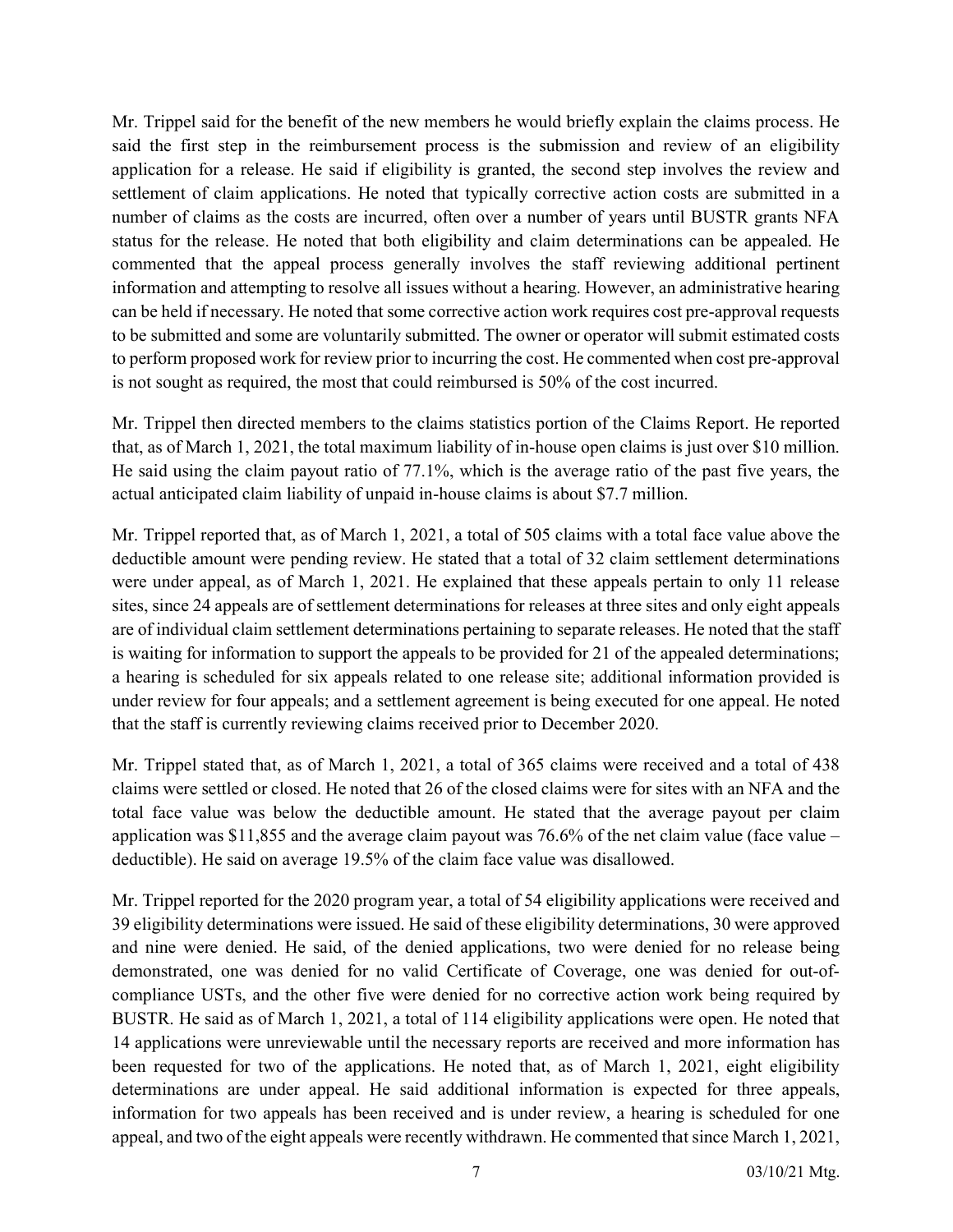Mr. Trippel said for the benefit of the new members he would briefly explain the claims process. He said the first step in the reimbursement process is the submission and review of an eligibility application for a release. He said if eligibility is granted, the second step involves the review and settlement of claim applications. He noted that typically corrective action costs are submitted in a number of claims as the costs are incurred, often over a number of years until BUSTR grants NFA status for the release. He noted that both eligibility and claim determinations can be appealed. He commented that the appeal process generally involves the staff reviewing additional pertinent information and attempting to resolve all issues without a hearing. However, an administrative hearing can be held if necessary. He noted that some corrective action work requires cost pre-approval requests to be submitted and some are voluntarily submitted. The owner or operator will submit estimated costs to perform proposed work for review prior to incurring the cost. He commented when cost pre-approval is not sought as required, the most that could reimbursed is 50% of the cost incurred.

Mr. Trippel then directed members to the claims statistics portion of the Claims Report. He reported that, as of March 1, 2021, the total maximum liability of in-house open claims is just over $10 million. He said using the claim payout ratio of 77.1%, which is the average ratio of the past five years, the actual anticipated claim liability of unpaid in-house claims is about $7.7 million.

Mr. Trippel reported that, as of March 1, 2021, a total of 505 claims with a total face value above the deductible amount were pending review. He stated that a total of 32 claim settlement determinations were under appeal, as of March 1, 2021. He explained that these appeals pertain to only 11 release sites, since 24 appeals are of settlement determinations for releases at three sites and only eight appeals are of individual claim settlement determinations pertaining to separate releases. He noted that the staff is waiting for information to support the appeals to be provided for 21 of the appealed determinations; a hearing is scheduled for six appeals related to one release site; additional information provided is under review for four appeals; and a settlement agreement is being executed for one appeal. He noted that the staff is currently reviewing claims received prior to December 2020.

Mr. Trippel stated that, as of March 1, 2021, a total of 365 claims were received and a total of 438 claims were settled or closed. He noted that 26 of the closed claims were for sites with an NFA and the total face value was below the deductible amount. He stated that the average payout per claim application was $11,855 and the average claim payout was 76.6% of the net claim value (face value – deductible). He said on average 19.5% of the claim face value was disallowed.

Mr. Trippel reported for the 2020 program year, a total of 54 eligibility applications were received and 39 eligibility determinations were issued. He said of these eligibility determinations, 30 were approved and nine were denied. He said, of the denied applications, two were denied for no release being demonstrated, one was denied for no valid Certificate of Coverage, one was denied for out-of-compliance USTs, and the other five were denied for no corrective action work being required by BUSTR. He said as of March 1, 2021, a total of 114 eligibility applications were open. He noted that 14 applications were unreviewable until the necessary reports are received and more information has been requested for two of the applications. He noted that, as of March 1, 2021, eight eligibility determinations are under appeal. He said additional information is expected for three appeals, information for two appeals has been received and is under review, a hearing is scheduled for one appeal, and two of the eight appeals were recently withdrawn. He commented that since March 1, 2021,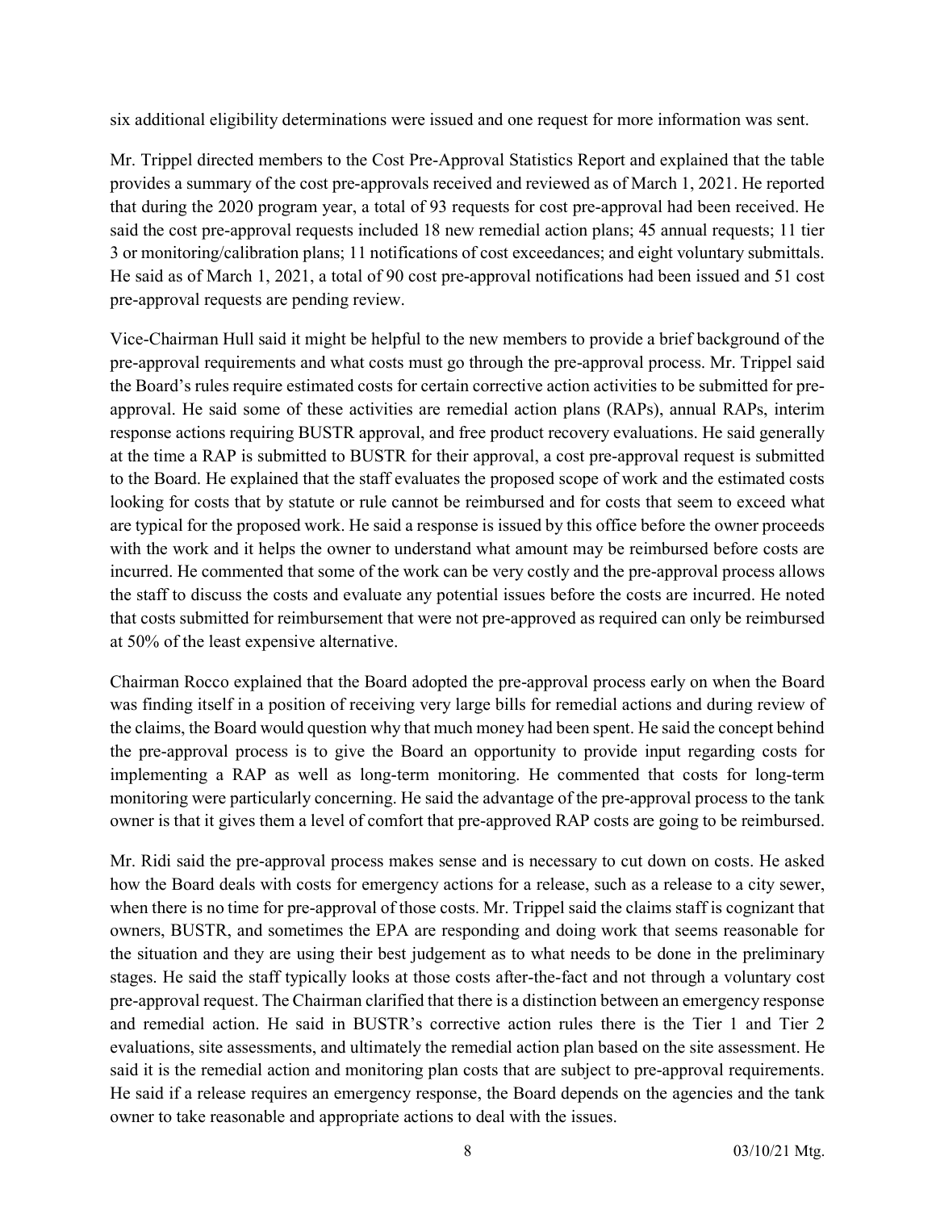six additional eligibility determinations were issued and one request for more information was sent.

Mr. Trippel directed members to the Cost Pre-Approval Statistics Report and explained that the table provides a summary of the cost pre-approvals received and reviewed as of March 1, 2021. He reported that during the 2020 program year, a total of 93 requests for cost pre-approval had been received. He said the cost pre-approval requests included 18 new remedial action plans; 45 annual requests; 11 tier 3 or monitoring/calibration plans; 11 notifications of cost exceedances; and eight voluntary submittals. He said as of March 1, 2021, a total of 90 cost pre-approval notifications had been issued and 51 cost pre-approval requests are pending review.

Vice-Chairman Hull said it might be helpful to the new members to provide a brief background of the pre-approval requirements and what costs must go through the pre-approval process. Mr. Trippel said the Board's rules require estimated costs for certain corrective action activities to be submitted for pre-approval. He said some of these activities are remedial action plans (RAPs), annual RAPs, interim response actions requiring BUSTR approval, and free product recovery evaluations. He said generally at the time a RAP is submitted to BUSTR for their approval, a cost pre-approval request is submitted to the Board. He explained that the staff evaluates the proposed scope of work and the estimated costs looking for costs that by statute or rule cannot be reimbursed and for costs that seem to exceed what are typical for the proposed work. He said a response is issued by this office before the owner proceeds with the work and it helps the owner to understand what amount may be reimbursed before costs are incurred. He commented that some of the work can be very costly and the pre-approval process allows the staff to discuss the costs and evaluate any potential issues before the costs are incurred. He noted that costs submitted for reimbursement that were not pre-approved as required can only be reimbursed at 50% of the least expensive alternative.

Chairman Rocco explained that the Board adopted the pre-approval process early on when the Board was finding itself in a position of receiving very large bills for remedial actions and during review of the claims, the Board would question why that much money had been spent. He said the concept behind the pre-approval process is to give the Board an opportunity to provide input regarding costs for implementing a RAP as well as long-term monitoring. He commented that costs for long-term monitoring were particularly concerning. He said the advantage of the pre-approval process to the tank owner is that it gives them a level of comfort that pre-approved RAP costs are going to be reimbursed.

Mr. Ridi said the pre-approval process makes sense and is necessary to cut down on costs. He asked how the Board deals with costs for emergency actions for a release, such as a release to a city sewer, when there is no time for pre-approval of those costs. Mr. Trippel said the claims staff is cognizant that owners, BUSTR, and sometimes the EPA are responding and doing work that seems reasonable for the situation and they are using their best judgement as to what needs to be done in the preliminary stages. He said the staff typically looks at those costs after-the-fact and not through a voluntary cost pre-approval request. The Chairman clarified that there is a distinction between an emergency response and remedial action. He said in BUSTR's corrective action rules there is the Tier 1 and Tier 2 evaluations, site assessments, and ultimately the remedial action plan based on the site assessment. He said it is the remedial action and monitoring plan costs that are subject to pre-approval requirements. He said if a release requires an emergency response, the Board depends on the agencies and the tank owner to take reasonable and appropriate actions to deal with the issues.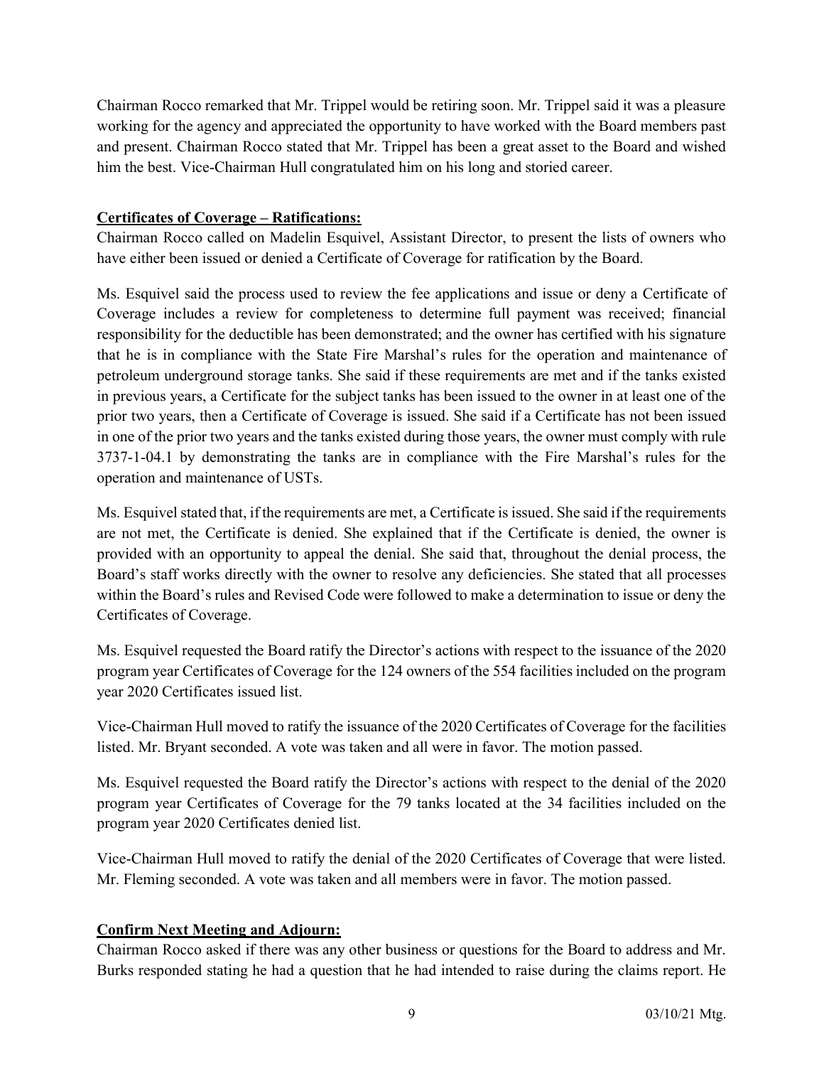Chairman Rocco remarked that Mr. Trippel would be retiring soon. Mr. Trippel said it was a pleasure working for the agency and appreciated the opportunity to have worked with the Board members past and present. Chairman Rocco stated that Mr. Trippel has been a great asset to the Board and wished him the best. Vice-Chairman Hull congratulated him on his long and storied career.

**Certificates of Coverage – Ratifications:**

Chairman Rocco called on Madelin Esquivel, Assistant Director, to present the lists of owners who have either been issued or denied a Certificate of Coverage for ratification by the Board.

Ms. Esquivel said the process used to review the fee applications and issue or deny a Certificate of Coverage includes a review for completeness to determine full payment was received; financial responsibility for the deductible has been demonstrated; and the owner has certified with his signature that he is in compliance with the State Fire Marshal's rules for the operation and maintenance of petroleum underground storage tanks. She said if these requirements are met and if the tanks existed in previous years, a Certificate for the subject tanks has been issued to the owner in at least one of the prior two years, then a Certificate of Coverage is issued. She said if a Certificate has not been issued in one of the prior two years and the tanks existed during those years, the owner must comply with rule 3737-1-04.1 by demonstrating the tanks are in compliance with the Fire Marshal's rules for the operation and maintenance of USTs.

Ms. Esquivel stated that, if the requirements are met, a Certificate is issued. She said if the requirements are not met, the Certificate is denied. She explained that if the Certificate is denied, the owner is provided with an opportunity to appeal the denial. She said that, throughout the denial process, the Board's staff works directly with the owner to resolve any deficiencies. She stated that all processes within the Board's rules and Revised Code were followed to make a determination to issue or deny the Certificates of Coverage.

Ms. Esquivel requested the Board ratify the Director's actions with respect to the issuance of the 2020 program year Certificates of Coverage for the 124 owners of the 554 facilities included on the program year 2020 Certificates issued list.

Vice-Chairman Hull moved to ratify the issuance of the 2020 Certificates of Coverage for the facilities listed. Mr. Bryant seconded. A vote was taken and all were in favor. The motion passed.

Ms. Esquivel requested the Board ratify the Director's actions with respect to the denial of the 2020 program year Certificates of Coverage for the 79 tanks located at the 34 facilities included on the program year 2020 Certificates denied list.

Vice-Chairman Hull moved to ratify the denial of the 2020 Certificates of Coverage that were listed. Mr. Fleming seconded. A vote was taken and all members were in favor. The motion passed.

**Confirm Next Meeting and Adjourn:**

Chairman Rocco asked if there was any other business or questions for the Board to address and Mr. Burks responded stating he had a question that he had intended to raise during the claims report. He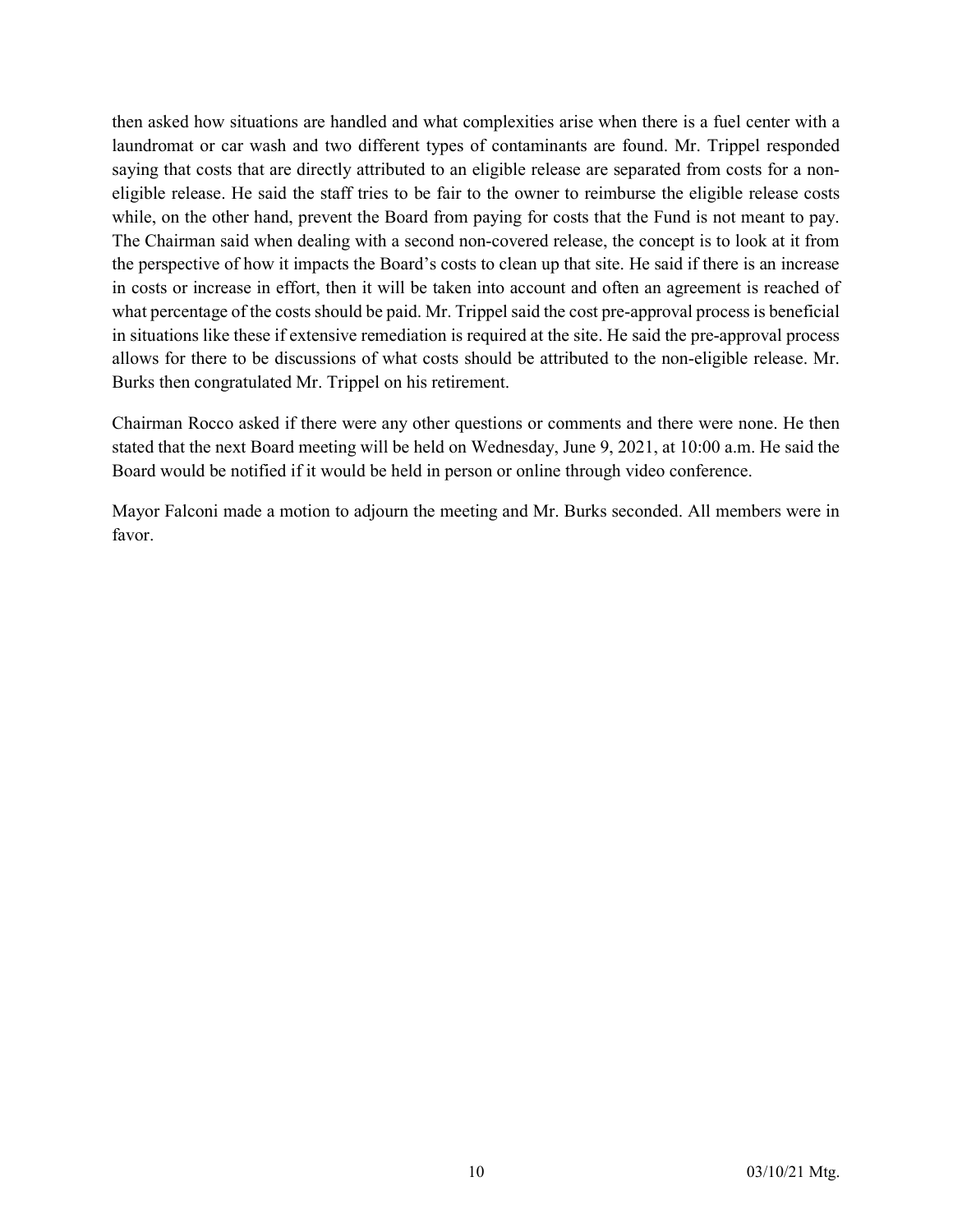then asked how situations are handled and what complexities arise when there is a fuel center with a laundromat or car wash and two different types of contaminants are found. Mr. Trippel responded saying that costs that are directly attributed to an eligible release are separated from costs for a non-eligible release. He said the staff tries to be fair to the owner to reimburse the eligible release costs while, on the other hand, prevent the Board from paying for costs that the Fund is not meant to pay. The Chairman said when dealing with a second non-covered release, the concept is to look at it from the perspective of how it impacts the Board's costs to clean up that site. He said if there is an increase in costs or increase in effort, then it will be taken into account and often an agreement is reached of what percentage of the costs should be paid. Mr. Trippel said the cost pre-approval process is beneficial in situations like these if extensive remediation is required at the site. He said the pre-approval process allows for there to be discussions of what costs should be attributed to the non-eligible release. Mr. Burks then congratulated Mr. Trippel on his retirement.

Chairman Rocco asked if there were any other questions or comments and there were none. He then stated that the next Board meeting will be held on Wednesday, June 9, 2021, at 10:00 a.m. He said the Board would be notified if it would be held in person or online through video conference.

Mayor Falconi made a motion to adjourn the meeting and Mr. Burks seconded. All members were in favor.